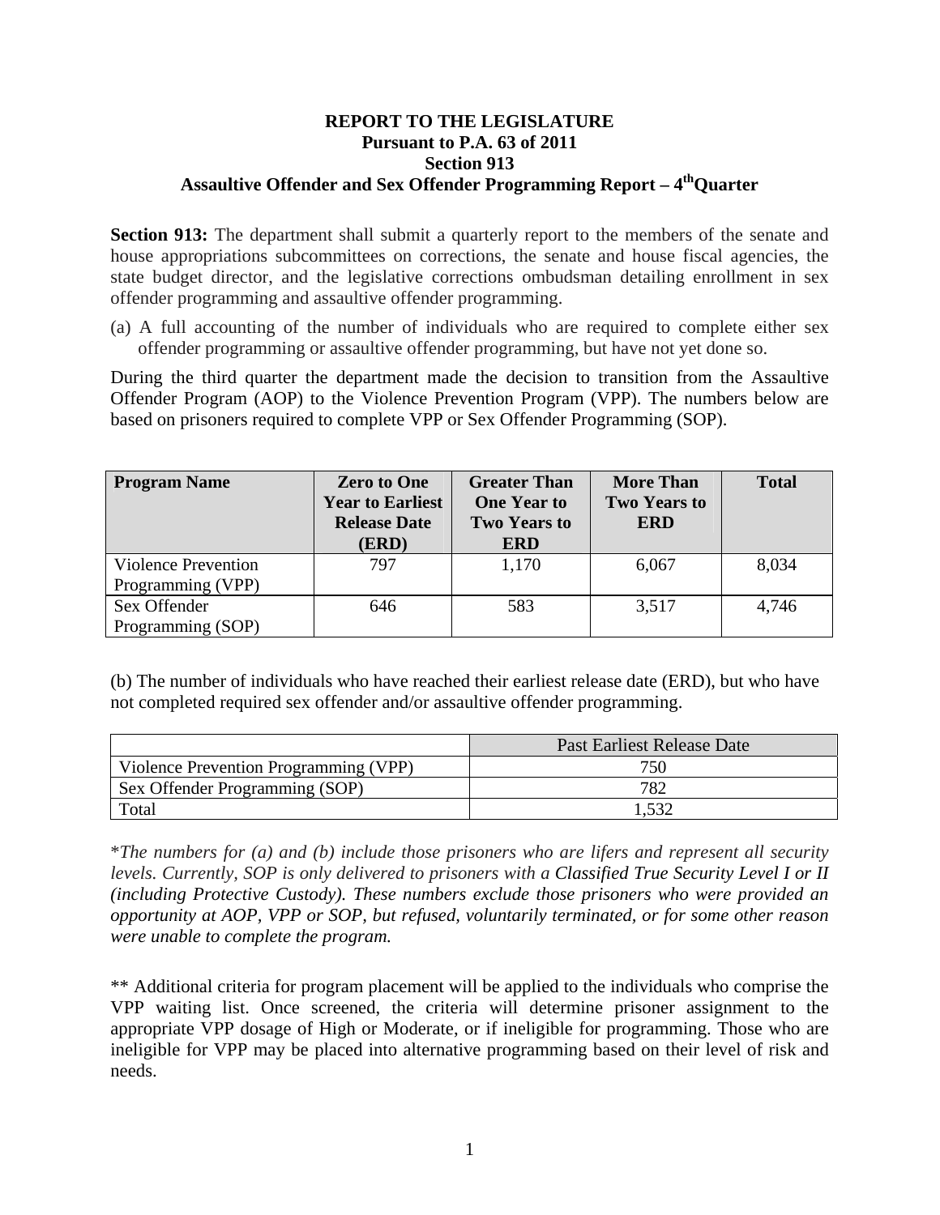**REPORT TO THE LEGISLATURE**
**Pursuant to P.A. 63 of 2011**
**Section 913**
**Assaultive Offender and Sex Offender Programming Report – 4th Quarter**

**Section 913:** The department shall submit a quarterly report to the members of the senate and house appropriations subcommittees on corrections, the senate and house fiscal agencies, the state budget director, and the legislative corrections ombudsman detailing enrollment in sex offender programming and assaultive offender programming.

(a) A full accounting of the number of individuals who are required to complete either sex offender programming or assaultive offender programming, but have not yet done so.

During the third quarter the department made the decision to transition from the Assaultive Offender Program (AOP) to the Violence Prevention Program (VPP). The numbers below are based on prisoners required to complete VPP or Sex Offender Programming (SOP).

| Program Name | Zero to One Year to Earliest Release Date (ERD) | Greater Than One Year to Two Years to ERD | More Than Two Years to ERD | Total |
|---|---|---|---|---|
| Violence Prevention Programming (VPP) | 797 | 1,170 | 6,067 | 8,034 |
| Sex Offender Programming (SOP) | 646 | 583 | 3,517 | 4,746 |

(b) The number of individuals who have reached their earliest release date (ERD), but who have not completed required sex offender and/or assaultive offender programming.

| | Past Earliest Release Date |
|---|---|
| Violence Prevention Programming (VPP) | 750 |
| Sex Offender Programming (SOP) | 782 |
| Total | 1,532 |

\**The numbers for (a) and (b) include those prisoners who are lifers and represent all security levels. Currently, SOP is only delivered to prisoners with a Classified True Security Level I or II (including Protective Custody). These numbers exclude those prisoners who were provided an opportunity at AOP, VPP or SOP, but refused, voluntarily terminated, or for some other reason were unable to complete the program.*

** Additional criteria for program placement will be applied to the individuals who comprise the VPP waiting list. Once screened, the criteria will determine prisoner assignment to the appropriate VPP dosage of High or Moderate, or if ineligible for programming. Those who are ineligible for VPP may be placed into alternative programming based on their level of risk and needs.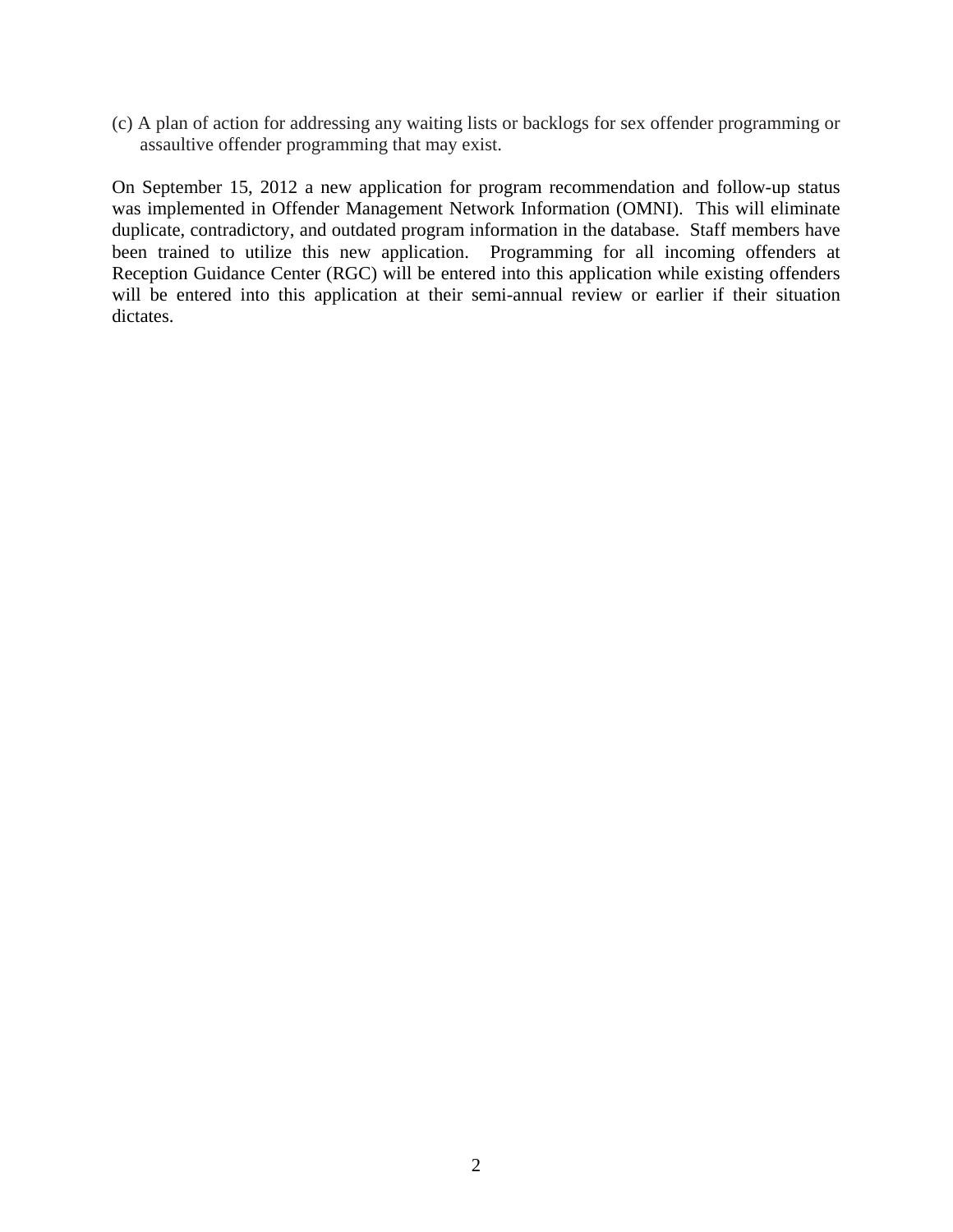(c) A plan of action for addressing any waiting lists or backlogs for sex offender programming or assaultive offender programming that may exist.

On September 15, 2012 a new application for program recommendation and follow-up status was implemented in Offender Management Network Information (OMNI). This will eliminate duplicate, contradictory, and outdated program information in the database. Staff members have been trained to utilize this new application. Programming for all incoming offenders at Reception Guidance Center (RGC) will be entered into this application while existing offenders will be entered into this application at their semi-annual review or earlier if their situation dictates.